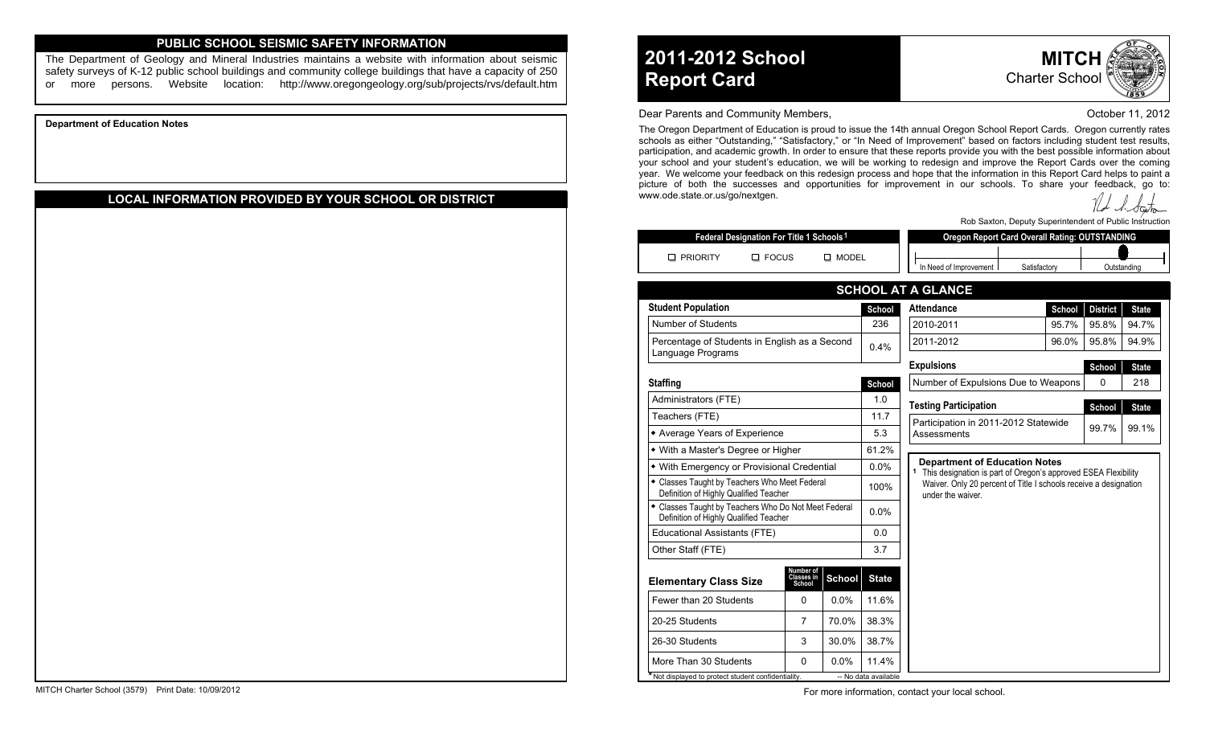## PUBLIC SCHOOL SEISMIC SAFETY INFORMATION

The Department of Geology and Mineral Industries maintains a website with information about seismic safety surveys of K-12 public school buildings and community college buildings that have a capacity of 250 or more persons. Website location: http://www.oregongeology.org/sub/projects/rvs/default.htm

**Department of Education Notes**

## LOCAL INFORMATION PROVIDED BY YOUR SCHOOL OR DISTRICT

MITCH Charter School (3579) Print Date: 10/09/2012

# 2011-2012 School Report Card

**MITCH** Charter School

Dear Parents and Community Members,

October 11, 2012

The Oregon Department of Education is proud to issue the 14th annual Oregon School Report Cards. Oregon currently rates schools as either "Outstanding," "Satisfactory," or "In Need of Improvement" based on factors including student test results, participation, and academic growth. In order to ensure that these reports provide you with the best possible information about your school and your student's education, we will be working to redesign and improve the Report Cards over the coming year. We welcome your feedback on this redesign process and hope that the information in this Report Card helps to paint a picture of both the successes and opportunities for improvement in our schools. To share your feedback, go to: www.ode.state.or.us/go/nextgen.

Rob Saxton, Deputy Superintendent of Public Instruction

| Federal Designation For Title 1 Schools[1] | | |
|---|---|---|
| ☐ PRIORITY | ☐ FOCUS | ☐ MODEL |

**Oregon Report Card Overall Rating: OUTSTANDING**

In Need of Improvement | Satisfactory | Outstanding

## SCHOOL AT A GLANCE

| Student Population | School |
|---|---|
| Number of Students | 236 |
| Percentage of Students in English as a Second Language Programs | 0.4% |

| Staffing | School |
|---|---|
| Administrators (FTE) | 1.0 |
| Teachers (FTE) | 11.7 |
| • Average Years of Experience | 5.3 |
| • With a Master's Degree or Higher | 61.2% |
| • With Emergency or Provisional Credential | 0.0% |
| • Classes Taught by Teachers Who Meet Federal Definition of Highly Qualified Teacher | 100% |
| • Classes Taught by Teachers Who Do Not Meet Federal Definition of Highly Qualified Teacher | 0.0% |
| Educational Assistants (FTE) | 0.0 |
| Other Staff (FTE) | 3.7 |

| Elementary Class Size | Number of Classes in School | School | State |
|---|---|---|---|
| Fewer than 20 Students | 0 | 0.0% | 11.6% |
| 20-25 Students | 7 | 70.0% | 38.3% |
| 26-30 Students | 3 | 30.0% | 38.7% |
| More Than 30 Students | 0 | 0.0% | 11.4% |

* Not displayed to protect student confidentiality. -- No data available

| Attendance | School | District | State |
|---|---|---|---|
| 2010-2011 | 95.7% | 95.8% | 94.7% |
| 2011-2012 | 96.0% | 95.8% | 94.9% |

| Expulsions | School | State |
|---|---|---|
| Number of Expulsions Due to Weapons | 0 | 218 |

| Testing Participation | School | State |
|---|---|---|
| Participation in 2011-2012 Statewide Assessments | 99.7% | 99.1% |

**Department of Education Notes**

[1] This designation is part of Oregon's approved ESEA Flexibility Waiver. Only 20 percent of Title I schools receive a designation under the waiver.

For more information, contact your local school.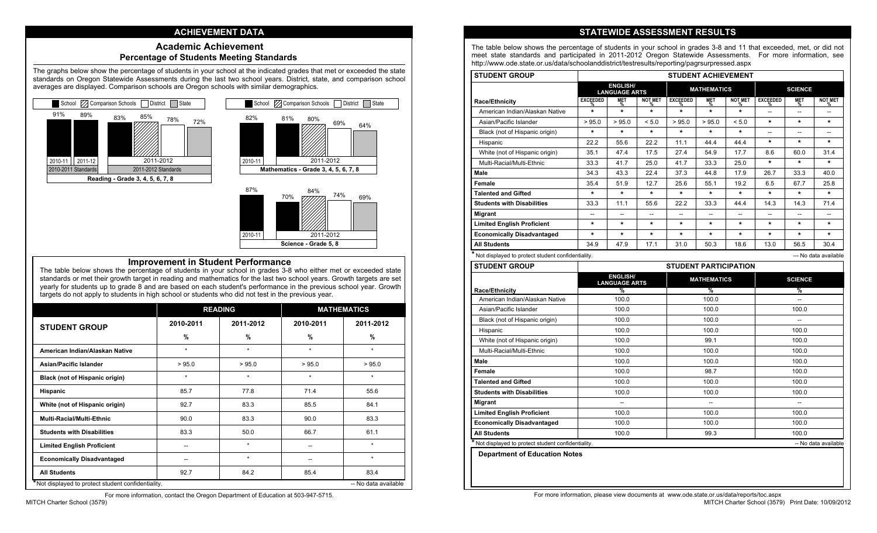## ACHIEVEMENT DATA

### Academic Achievement
#### Percentage of Students Meeting Standards

The graphs below show the percentage of students in your school at the indicated grades that met or exceeded the state standards on Oregon Statewide Assessments during the last two school years. District, state, and comparison school averages are displayed. Comparison schools are Oregon schools with similar demographics.

School | Comparison Schools | District | State

91% 89% 83% 85% 78% 72%

2010-11 2011-12 2011-2012

2010-2011 Standards 2011-2012 Standards

Reading - Grade 3, 4, 5, 6, 7, 8

School | Comparison Schools | District | State

82% 81% 80% 69% 64%

2010-11 2011-2012

Mathematics - Grade 3, 4, 5, 6, 7, 8

87% 70% 84% 74% 69%

2010-11 2011-2012

Science - Grade 5, 8

### Improvement in Student Performance

The table below shows the percentage of students in your school in grades 3-8 who either met or exceeded state standards or met their growth target in reading and mathematics for the last two school years. Growth targets are set yearly for students up to grade 8 and are based on each student's performance in the previous school year. Growth targets do not apply to students in high school or students who did not test in the previous year.

| STUDENT GROUP | READING | | MATHEMATICS | |
|---|---|---|---|---|
| | 2010-2011 % | 2011-2012 % | 2010-2011 % | 2011-2012 % |
| American Indian/Alaskan Native | * | * | * | * |
| Asian/Pacific Islander | > 95.0 | > 95.0 | > 95.0 | > 95.0 |
| Black (not of Hispanic origin) | * | * | * | * |
| Hispanic | 85.7 | 77.8 | 71.4 | 55.6 |
| White (not of Hispanic origin) | 92.7 | 83.3 | 85.5 | 84.1 |
| Multi-Racial/Multi-Ethnic | 90.0 | 83.3 | 90.0 | 83.3 |
| Students with Disabilities | 83.3 | 50.0 | 66.7 | 61.1 |
| Limited English Proficient | -- | * | -- | * |
| Economically Disadvantaged | -- | * | -- | * |
| All Students | 92.7 | 84.2 | 85.4 | 83.4 |

* Not displayed to protect student confidentiality. -- No data available

For more information, contact the Oregon Department of Education at 503-947-5715.

## STATEWIDE ASSESSMENT RESULTS

The table below shows the percentage of students in your school in grades 3-8 and 11 that exceeded, met, or did not meet state standards and participated in 2011-2012 Oregon Statewide Assessments. For more information, see http://www.ode.state.or.us/data/schoolanddistrict/testresults/reporting/pagrsurpressed.aspx

| STUDENT GROUP | STUDENT ACHIEVEMENT | | | | | | | | |
|---|---|---|---|---|---|---|---|---|---|
| | ENGLISH/ LANGUAGE ARTS | | | MATHEMATICS | | | SCIENCE | | |
| Race/Ethnicity | EXCEEDED % | MET % | NOT MET % | EXCEEDED % | MET % | NOT MET % | EXCEEDED % | MET % | NOT MET % |
| American Indian/Alaskan Native | * | * | * | * | * | * | -- | -- | -- |
| Asian/Pacific Islander | > 95.0 | > 95.0 | < 5.0 | > 95.0 | > 95.0 | < 5.0 | * | * | * |
| Black (not of Hispanic origin) | * | * | * | * | * | * | -- | -- | -- |
| Hispanic | 22.2 | 55.6 | 22.2 | 11.1 | 44.4 | 44.4 | * | * | * |
| White (not of Hispanic origin) | 35.1 | 47.4 | 17.5 | 27.4 | 54.9 | 17.7 | 8.6 | 60.0 | 31.4 |
| Multi-Racial/Multi-Ethnic | 33.3 | 41.7 | 25.0 | 41.7 | 33.3 | 25.0 | * | * | * |
| Male | 34.3 | 43.3 | 22.4 | 37.3 | 44.8 | 17.9 | 26.7 | 33.3 | 40.0 |
| Female | 35.4 | 51.9 | 12.7 | 25.6 | 55.1 | 19.2 | 6.5 | 67.7 | 25.8 |
| Talented and Gifted | * | * | * | * | * | * | * | * | * |
| Students with Disabilities | 33.3 | 11.1 | 55.6 | 22.2 | 33.3 | 44.4 | 14.3 | 14.3 | 71.4 |
| Migrant | -- | -- | -- | -- | -- | -- | -- | -- | -- |
| Limited English Proficient | * | * | * | * | * | * | * | * | * |
| Economically Disadvantaged | * | * | * | * | * | * | * | * | * |
| All Students | 34.9 | 47.9 | 17.1 | 31.0 | 50.3 | 18.6 | 13.0 | 56.5 | 30.4 |

* Not displayed to protect student confidentiality. --- No data available

| STUDENT GROUP | STUDENT PARTICIPATION | | |
|---|---|---|---|
| | ENGLISH/ LANGUAGE ARTS | MATHEMATICS | SCIENCE |
| Race/Ethnicity | % | % | % |
| American Indian/Alaskan Native | 100.0 | 100.0 | -- |
| Asian/Pacific Islander | 100.0 | 100.0 | 100.0 |
| Black (not of Hispanic origin) | 100.0 | 100.0 | -- |
| Hispanic | 100.0 | 100.0 | 100.0 |
| White (not of Hispanic origin) | 100.0 | 99.1 | 100.0 |
| Multi-Racial/Multi-Ethnic | 100.0 | 100.0 | 100.0 |
| Male | 100.0 | 100.0 | 100.0 |
| Female | 100.0 | 98.7 | 100.0 |
| Talented and Gifted | 100.0 | 100.0 | 100.0 |
| Students with Disabilities | 100.0 | 100.0 | 100.0 |
| Migrant | -- | -- | -- |
| Limited English Proficient | 100.0 | 100.0 | 100.0 |
| Economically Disadvantaged | 100.0 | 100.0 | 100.0 |
| All Students | 100.0 | 99.3 | 100.0 |

* Not displayed to protect student confidentiality. -- No data available

**Department of Education Notes**

For more information, please view documents at www.ode.state.or.us/data/reports/toc.aspx

MITCH Charter School (3579) Print Date: 10/09/2012